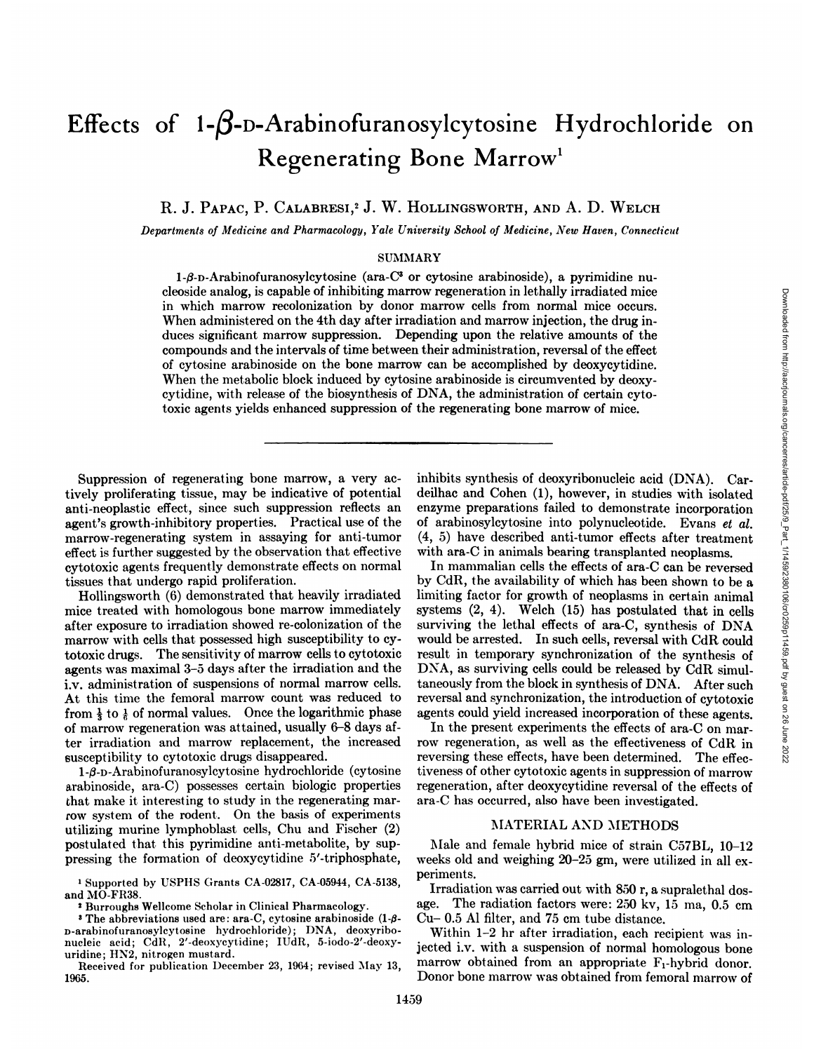# Effects of 1-β-D-Arabinofuranosylcytosine Hydrochloride on Regenerating Bone Marrow[1]

R. J. Papac, P. Calabresi,[2] J. W. Hollingsworth, and A. D. Welch

*Departments of Medicine and Pharmacology, Yale University School of Medicine, New Haven, Connecticut*

## SUMMARY

1-β-D-Arabinofuranosylcytosine (ara-C[3] or cytosine arabinoside), a pyrimidine nucleoside analog, is capable of inhibiting marrow regeneration in lethally irradiated mice in which marrow recolonization by donor marrow cells from normal mice occurs. When administered on the 4th day after irradiation and marrow injection, the drug induces significant marrow suppression. Depending upon the relative amounts of the compounds and the intervals of time between their administration, reversal of the effect of cytosine arabinoside on the bone marrow can be accomplished by deoxycytidine. When the metabolic block induced by cytosine arabinoside is circumvented by deoxycytidine, with release of the biosynthesis of DNA, the administration of certain cytotoxic agents yields enhanced suppression of the regenerating bone marrow of mice.

---

Suppression of regenerating bone marrow, a very actively proliferating tissue, may be indicative of potential anti-neoplastic effect, since such suppression reflects an agent's growth-inhibitory properties. Practical use of the marrow-regenerating system in assaying for anti-tumor effect is further suggested by the observation that effective cytotoxic agents frequently demonstrate effects on normal tissues that undergo rapid proliferation.

Hollingsworth (6) demonstrated that heavily irradiated mice treated with homologous bone marrow immediately after exposure to irradiation showed re-colonization of the marrow with cells that possessed high susceptibility to cytotoxic drugs. The sensitivity of marrow cells to cytotoxic agents was maximal 3–5 days after the irradiation and the i.v. administration of suspensions of normal marrow cells. At this time the femoral marrow count was reduced to from $\frac{1}{3}$ to $\frac{1}{6}$ of normal values. Once the logarithmic phase of marrow regeneration was attained, usually 6–8 days after irradiation and marrow replacement, the increased susceptibility to cytotoxic drugs disappeared.

1-β-D-Arabinofuranosylcytosine hydrochloride (cytosine arabinoside, ara-C) possesses certain biologic properties that make it interesting to study in the regenerating marrow system of the rodent. On the basis of experiments utilizing murine lymphoblast cells, Chu and Fischer (2) postulated that this pyrimidine anti-metabolite, by suppressing the formation of deoxycytidine 5′-triphosphate, inhibits synthesis of deoxyribonucleic acid (DNA). Cardeilhac and Cohen (1), however, in studies with isolated enzyme preparations failed to demonstrate incorporation of arabinosylcytosine into polynucleotide. Evans *et al.* (4, 5) have described anti-tumor effects after treatment with ara-C in animals bearing transplanted neoplasms.

In mammalian cells the effects of ara-C can be reversed by CdR, the availability of which has been shown to be a limiting factor for growth of neoplasms in certain animal systems (2, 4). Welch (15) has postulated that in cells surviving the lethal effects of ara-C, synthesis of DNA would be arrested. In such cells, reversal with CdR could result in temporary synchronization of the synthesis of DNA, as surviving cells could be released by CdR simultaneously from the block in synthesis of DNA. After such reversal and synchronization, the introduction of cytotoxic agents could yield increased incorporation of these agents.

In the present experiments the effects of ara-C on marrow regeneration, as well as the effectiveness of CdR in reversing these effects, have been determined. The effectiveness of other cytotoxic agents in suppression of marrow regeneration, after deoxycytidine reversal of the effects of ara-C has occurred, also have been investigated.

## MATERIAL AND METHODS

Male and female hybrid mice of strain C57BL, 10–12 weeks old and weighing 20–25 gm, were utilized in all experiments.

Irradiation was carried out with 850 r, a supralethal dosage. The radiation factors were: 250 kv, 15 ma, 0.5 cm Cu– 0.5 Al filter, and 75 cm tube distance.

Within 1–2 hr after irradiation, each recipient was injected i.v. with a suspension of normal homologous bone marrow obtained from an appropriate $F_1$-hybrid donor. Donor bone marrow was obtained from femoral marrow of

---

[1] Supported by USPHS Grants CA-02817, CA-05944, CA-5138, and MO-FR38.

[2] Burroughs Wellcome Scholar in Clinical Pharmacology.

[3] The abbreviations used are: ara-C, cytosine arabinoside (1-β-D-arabinofuranosylcytosine hydrochloride); DNA, deoxyribonucleic acid; CdR, 2′-deoxycytidine; IUdR, 5-iodo-2′-deoxyuridine; HN2, nitrogen mustard.

Received for publication December 23, 1964; revised May 13, 1965.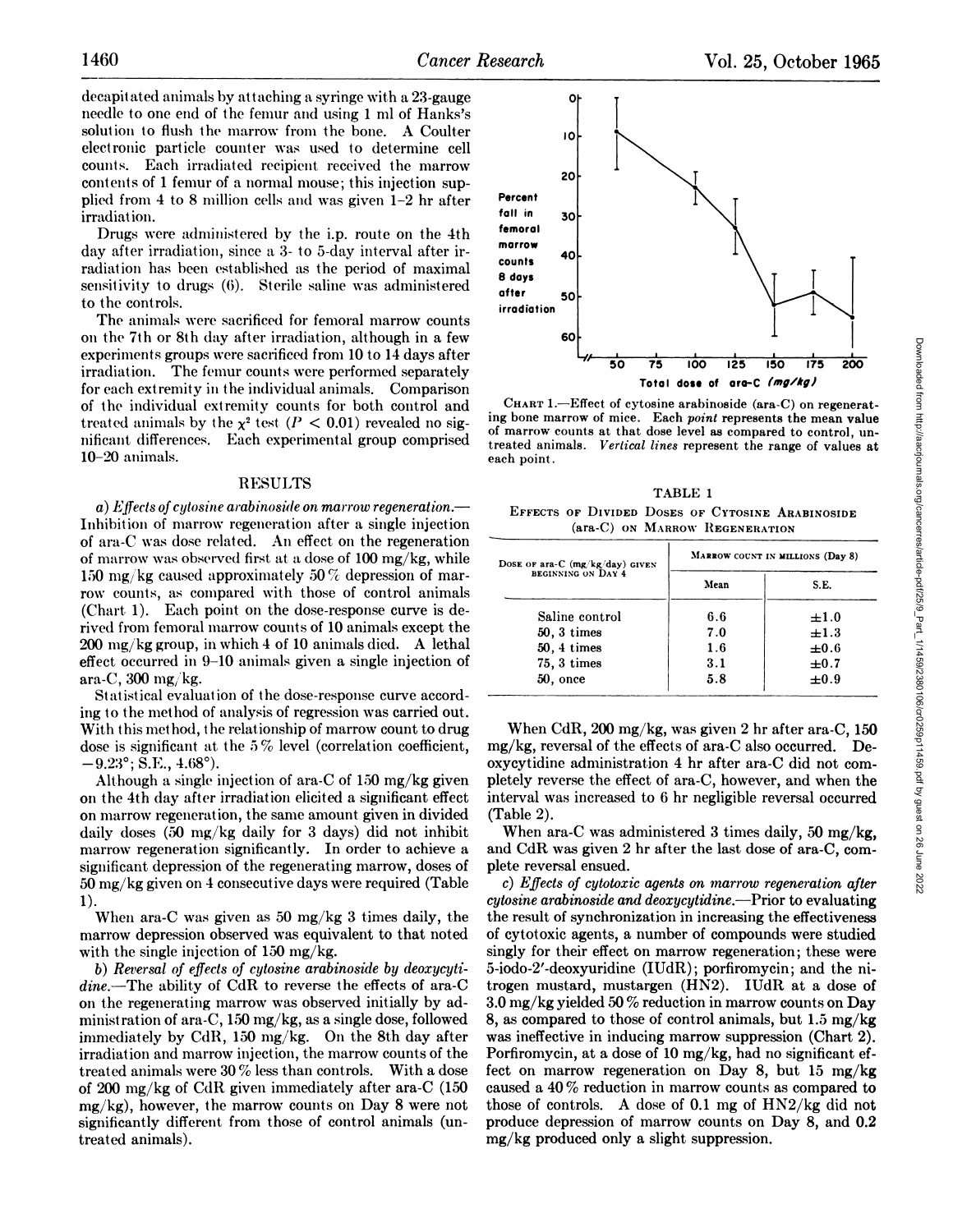decapitated animals by attaching a syringe with a 23-gauge needle to one end of the femur and using 1 ml of Hanks's solution to flush the marrow from the bone. A Coulter electronic particle counter was used to determine cell counts. Each irradiated recipient received the marrow contents of 1 femur of a normal mouse; this injection supplied from 4 to 8 million cells and was given 1–2 hr after irradiation.

Drugs were administered by the i.p. route on the 4th day after irradiation, since a 3- to 5-day interval after irradiation has been established as the period of maximal sensitivity to drugs (6). Sterile saline was administered to the controls.

The animals were sacrificed for femoral marrow counts on the 7th or 8th day after irradiation, although in a few experiments groups were sacrificed from 10 to 14 days after irradiation. The femur counts were performed separately for each extremity in the individual animals. Comparison of the individual extremity counts for both control and treated animals by the $\chi^2$ test ($P < 0.01$) revealed no significant differences. Each experimental group comprised 10–20 animals.

## RESULTS

*a) Effects of cytosine arabinoside on marrow regeneration.*—Inhibition of marrow regeneration after a single injection of ara-C was dose related. An effect on the regeneration of marrow was observed first at a dose of 100 mg/kg, while 150 mg/kg caused approximately 50% depression of marrow counts, as compared with those of control animals (Chart 1). Each point on the dose-response curve is derived from femoral marrow counts of 10 animals except the 200 mg/kg group, in which 4 of 10 animals died. A lethal effect occurred in 9–10 animals given a single injection of ara-C, 300 mg/kg.

Statistical evaluation of the dose-response curve according to the method of analysis of regression was carried out. With this method, the relationship of marrow count to drug dose is significant at the 5% level (correlation coefficient, $-9.23°$; S.E., $4.68°$).

Although a single injection of ara-C of 150 mg/kg given on the 4th day after irradiation elicited a significant effect on marrow regeneration, the same amount given in divided daily doses (50 mg/kg daily for 3 days) did not inhibit marrow regeneration significantly. In order to achieve a significant depression of the regenerating marrow, doses of 50 mg/kg given on 4 consecutive days were required (Table 1).

When ara-C was given as 50 mg/kg 3 times daily, the marrow depression observed was equivalent to that noted with the single injection of 150 mg/kg.

*b) Reversal of effects of cytosine arabinoside by deoxycytidine.*—The ability of CdR to reverse the effects of ara-C on the regenerating marrow was observed initially by administration of ara-C, 150 mg/kg, as a single dose, followed immediately by CdR, 150 mg/kg. On the 8th day after irradiation and marrow injection, the marrow counts of the treated animals were 30% less than controls. With a dose of 200 mg/kg of CdR given immediately after ara-C (150 mg/kg), however, the marrow counts on Day 8 were not significantly different from those of control animals (untreated animals).

CHART 1.—Effect of cytosine arabinoside (ara-C) on regenerating bone marrow of mice. Each *point* represents the mean value of marrow counts at that dose level as compared to control, untreated animals. *Vertical lines* represent the range of values at each point.

TABLE 1

EFFECTS OF DIVIDED DOSES OF CYTOSINE ARABINOSIDE (ara-C) ON MARROW REGENERATION

| DOSE OF ara-C (mg/kg/day) GIVEN BEGINNING ON DAY 4 | MARROW COUNT IN MILLIONS (Day 8) | |
|---|---|---|
| | Mean | S.E. |
| Saline control | 6.6 | ±1.0 |
| 50, 3 times | 7.0 | ±1.3 |
| 50, 4 times | 1.6 | ±0.6 |
| 75, 3 times | 3.1 | ±0.7 |
| 50, once | 5.8 | ±0.9 |

When CdR, 200 mg/kg, was given 2 hr after ara-C, 150 mg/kg, reversal of the effects of ara-C also occurred. Deoxycytidine administration 4 hr after ara-C did not completely reverse the effect of ara-C, however, and when the interval was increased to 6 hr negligible reversal occurred (Table 2).

When ara-C was administered 3 times daily, 50 mg/kg, and CdR was given 2 hr after the last dose of ara-C, complete reversal ensued.

*c) Effects of cytotoxic agents on marrow regeneration after cytosine arabinoside and deoxycytidine.*—Prior to evaluating the result of synchronization in increasing the effectiveness of cytotoxic agents, a number of compounds were studied singly for their effect on marrow regeneration; these were 5-iodo-2′-deoxyuridine (IUdR); porfiromycin; and the nitrogen mustard, mustargen (HN2). IUdR at a dose of 3.0 mg/kg yielded 50% reduction in marrow counts on Day 8, as compared to those of control animals, but 1.5 mg/kg was ineffective in inducing marrow suppression (Chart 2). Porfiromycin, at a dose of 10 mg/kg, had no significant effect on marrow regeneration on Day 8, but 15 mg/kg caused a 40% reduction in marrow counts as compared to those of controls. A dose of 0.1 mg of HN2/kg did not produce depression of marrow counts on Day 8, and 0.2 mg/kg produced only a slight suppression.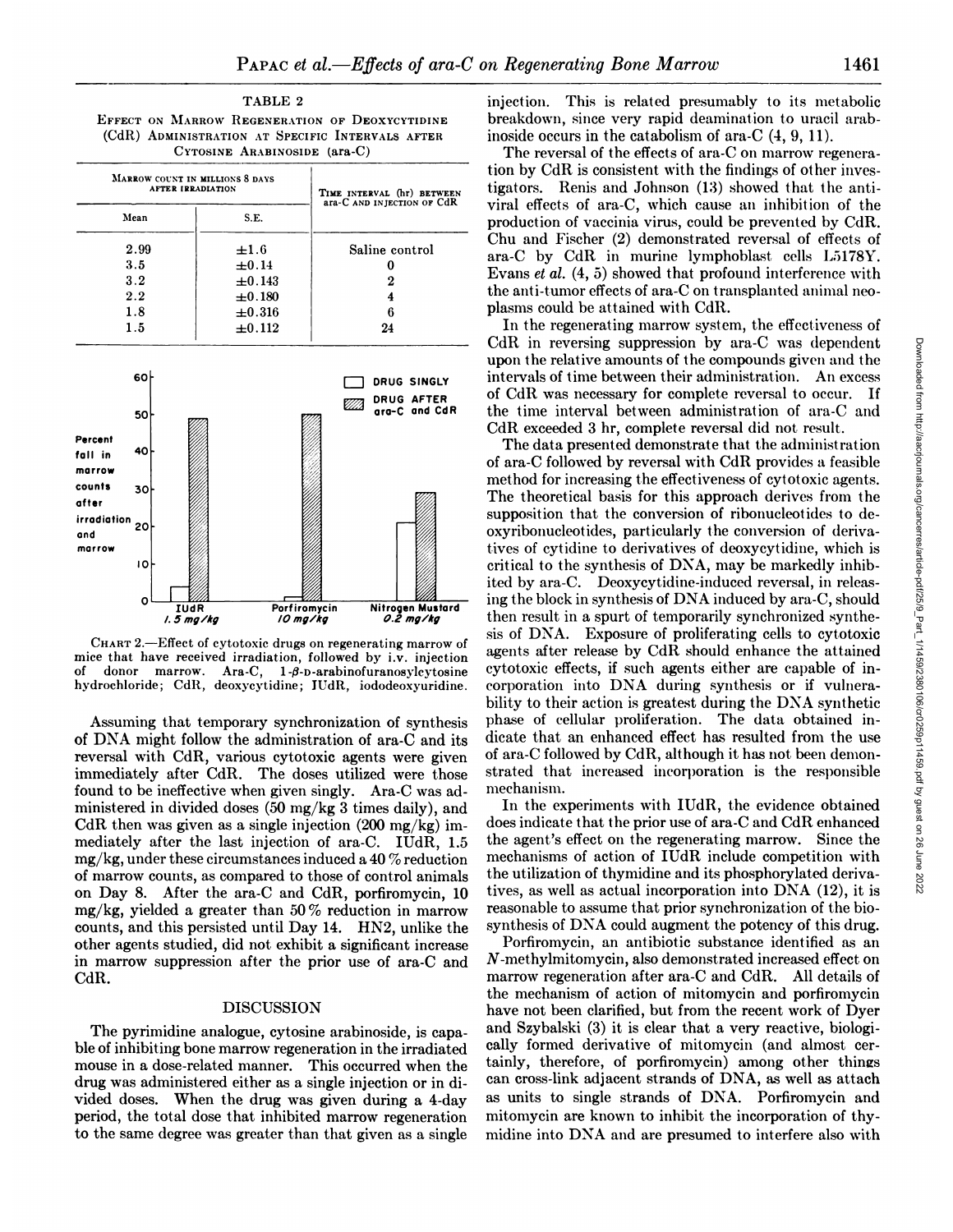TABLE 2

EFFECT ON MARROW REGENERATION OF DEOXYCYTIDINE (CdR) ADMINISTRATION AT SPECIFIC INTERVALS AFTER CYTOSINE ARABINOSIDE (ara-C)

| MARROW COUNT IN MILLIONS 8 DAYS AFTER IRRADIATION | | TIME INTERVAL (hr) BETWEEN ara-C AND INJECTION OF CdR |
|---|---|---|
| Mean | S.E. | |
| 2.99 | ±1.6 | Saline control |
| 3.5 | ±0.14 | 0 |
| 3.2 | ±0.143 | 2 |
| 2.2 | ±0.180 | 4 |
| 1.8 | ±0.316 | 6 |
| 1.5 | ±0.112 | 24 |

CHART 2.—Effect of cytotoxic drugs on regenerating marrow of mice that have received irradiation, followed by i.v. injection of donor marrow. Ara-C, 1-β-D-arabinofuranosylcytosine hydrochloride; CdR, deoxycytidine; IUdR, iododeoxyuridine.

Assuming that temporary synchronization of synthesis of DNA might follow the administration of ara-C and its reversal with CdR, various cytotoxic agents were given immediately after CdR. The doses utilized were those found to be ineffective when given singly. Ara-C was administered in divided doses (50 mg/kg 3 times daily), and CdR then was given as a single injection (200 mg/kg) immediately after the last injection of ara-C. IUdR, 1.5 mg/kg, under these circumstances induced a 40% reduction of marrow counts, as compared to those of control animals on Day 8. After the ara-C and CdR, porfiromycin, 10 mg/kg, yielded a greater than 50% reduction in marrow counts, and this persisted until Day 14. HN2, unlike the other agents studied, did not exhibit a significant increase in marrow suppression after the prior use of ara-C and CdR.

## DISCUSSION

The pyrimidine analogue, cytosine arabinoside, is capable of inhibiting bone marrow regeneration in the irradiated mouse in a dose-related manner. This occurred when the drug was administered either as a single injection or in divided doses. When the drug was given during a 4-day period, the total dose that inhibited marrow regeneration to the same degree was greater than that given as a single injection. This is related presumably to its metabolic breakdown, since very rapid deamination to uracil arabinoside occurs in the catabolism of ara-C (4, 9, 11).

The reversal of the effects of ara-C on marrow regeneration by CdR is consistent with the findings of other investigators. Renis and Johnson (13) showed that the antiviral effects of ara-C, which cause an inhibition of the production of vaccinia virus, could be prevented by CdR. Chu and Fischer (2) demonstrated reversal of effects of ara-C by CdR in murine lymphoblast cells L5178Y. Evans *et al.* (4, 5) showed that profound interference with the anti-tumor effects of ara-C on transplanted animal neoplasms could be attained with CdR.

In the regenerating marrow system, the effectiveness of CdR in reversing suppression by ara-C was dependent upon the relative amounts of the compounds given and the intervals of time between their administration. An excess of CdR was necessary for complete reversal to occur. If the time interval between administration of ara-C and CdR exceeded 3 hr, complete reversal did not result.

The data presented demonstrate that the administration of ara-C followed by reversal with CdR provides a feasible method for increasing the effectiveness of cytotoxic agents. The theoretical basis for this approach derives from the supposition that the conversion of ribonucleotides to deoxyribonucleotides, particularly the conversion of derivatives of cytidine to derivatives of deoxycytidine, which is critical to the synthesis of DNA, may be markedly inhibited by ara-C. Deoxycytidine-induced reversal, in releasing the block in synthesis of DNA induced by ara-C, should then result in a spurt of temporarily synchronized synthesis of DNA. Exposure of proliferating cells to cytotoxic agents after release by CdR should enhance the attained cytotoxic effects, if such agents either are capable of incorporation into DNA during synthesis or if vulnerability to their action is greatest during the DNA synthetic phase of cellular proliferation. The data obtained indicate that an enhanced effect has resulted from the use of ara-C followed by CdR, although it has not been demonstrated that increased incorporation is the responsible mechanism.

In the experiments with IUdR, the evidence obtained does indicate that the prior use of ara-C and CdR enhanced the agent's effect on the regenerating marrow. Since the mechanisms of action of IUdR include competition with the utilization of thymidine and its phosphorylated derivatives, as well as actual incorporation into DNA (12), it is reasonable to assume that prior synchronization of the biosynthesis of DNA could augment the potency of this drug.

Porfiromycin, an antibiotic substance identified as an *N*-methylmitomycin, also demonstrated increased effect on marrow regeneration after ara-C and CdR. All details of the mechanism of action of mitomycin and porfiromycin have not been clarified, but from the recent work of Dyer and Szybalski (3) it is clear that a very reactive, biologically formed derivative of mitomycin (and almost certainly, therefore, of porfiromycin) among other things can cross-link adjacent strands of DNA, as well as attach as units to single strands of DNA. Porfiromycin and mitomycin are known to inhibit the incorporation of thymidine into DNA and are presumed to interfere also with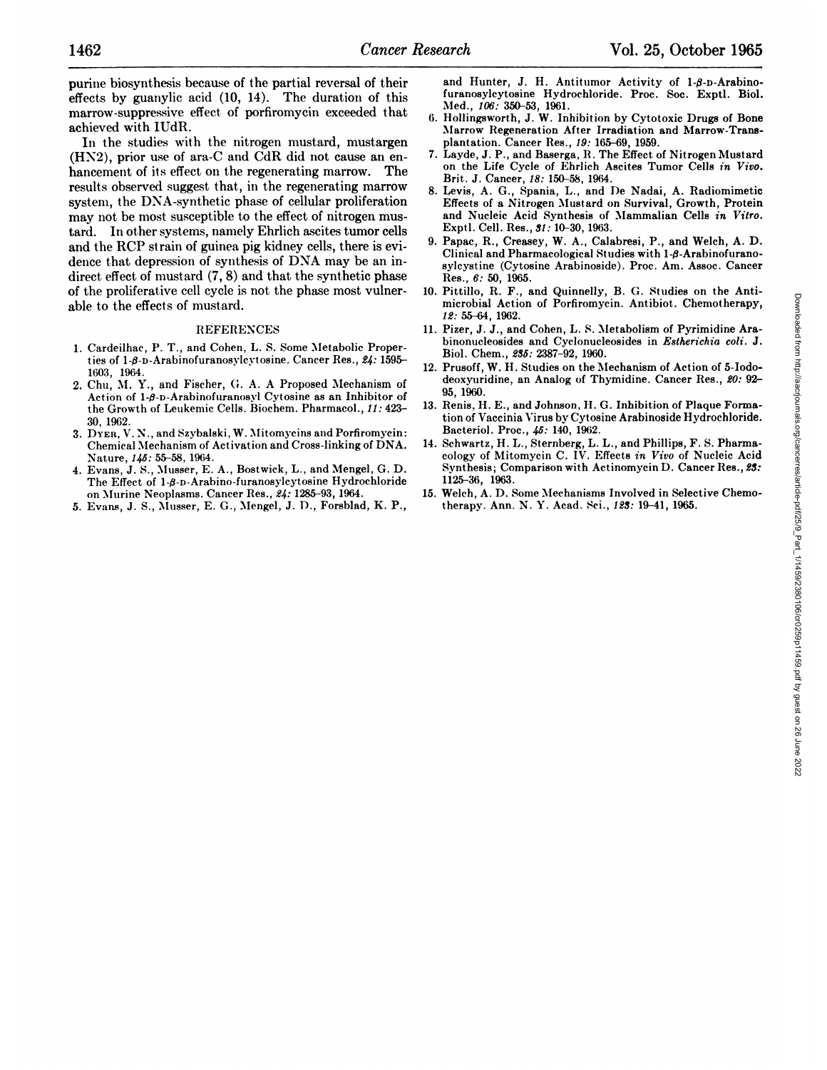purine biosynthesis because of the partial reversal of their effects by guanylic acid (10, 14). The duration of this marrow-suppressive effect of porfiromycin exceeded that achieved with IUdR.

In the studies with the nitrogen mustard, mustargen (HN2), prior use of ara-C and CdR did not cause an enhancement of its effect on the regenerating marrow. The results observed suggest that, in the regenerating marrow system, the DNA-synthetic phase of cellular proliferation may not be most susceptible to the effect of nitrogen mustard. In other systems, namely Ehrlich ascites tumor cells and the RCP strain of guinea pig kidney cells, there is evidence that depression of synthesis of DNA may be an indirect effect of mustard (7, 8) and that the synthetic phase of the proliferative cell cycle is not the phase most vulnerable to the effects of mustard.

## REFERENCES

1. Cardeilhac, P. T., and Cohen, L. S. Some Metabolic Properties of 1-β-D-Arabinofuranosylcytosine. Cancer Res., *24:* 1595–1603, 1964.
2. Chu, M. Y., and Fischer, G. A. A Proposed Mechanism of Action of 1-β-D-Arabinofuranosyl Cytosine as an Inhibitor of the Growth of Leukemic Cells. Biochem. Pharmacol., *11:* 423–30, 1962.
3. Dyer, V. N., and Szybalski, W. Mitomycins and Porfiromycin: Chemical Mechanism of Activation and Cross-linking of DNA. Nature, *145:* 55–58, 1964.
4. Evans, J. S., Musser, E. A., Bostwick, L., and Mengel, G. D. The Effect of 1-β-D-Arabino-furanosylcytosine Hydrochloride on Murine Neoplasms. Cancer Res., *24:* 1285–93, 1964.
5. Evans, J. S., Musser, E. G., Mengel, J. D., Forsblad, K. P., and Hunter, J. H. Antitumor Activity of 1-β-D-Arabinofuranosylcytosine Hydrochloride. Proc. Soc. Exptl. Biol. Med., *106:* 350–53, 1961.
6. Hollingsworth, J. W. Inhibition by Cytotoxic Drugs of Bone Marrow Regeneration After Irradiation and Marrow-Transplantation. Cancer Res., *19:* 165–69, 1959.
7. Layde, J. P., and Baserga, R. The Effect of Nitrogen Mustard on the Life Cycle of Ehrlich Ascites Tumor Cells *in Vivo*. Brit. J. Cancer, *18:* 150–58, 1964.
8. Levis, A. G., Spania, L., and De Nadai, A. Radiomimetic Effects of a Nitrogen Mustard on Survival, Growth, Protein and Nucleic Acid Synthesis of Mammalian Cells *in Vitro*. Exptl. Cell. Res., *31:* 10–30, 1963.
9. Papac, R., Creasey, W. A., Calabresi, P., and Welch, A. D. Clinical and Pharmacological Studies with 1-β-Arabinofuranosylcystine (Cytosine Arabinoside). Proc. Am. Assoc. Cancer Res., *6:* 50, 1965.
10. Pittillo, R. F., and Quinnelly, B. G. Studies on the Antimicrobial Action of Porfiromycin. Antibiot. Chemotherapy, *12:* 55–64, 1962.
11. Pizer, J. J., and Cohen, L. S. Metabolism of Pyrimidine Arabinonucleosides and Cyclonucleosides in *Estherichia coli*. J. Biol. Chem., *235:* 2387–92, 1960.
12. Prusoff, W. H. Studies on the Mechanism of Action of 5-Iododeoxyuridine, an Analog of Thymidine. Cancer Res., *20:* 92–95, 1960.
13. Renis, H. E., and Johnson, H. G. Inhibition of Plaque Formation of Vaccinia Virus by Cytosine Arabinoside Hydrochloride. Bacteriol. Proc., *45:* 140, 1962.
14. Schwartz, H. L., Sternberg, L. L., and Phillips, F. S. Pharmacology of Mitomycin C. IV. Effects *in Vivo* of Nucleic Acid Synthesis; Comparison with Actinomycin D. Cancer Res., *23:* 1125–36, 1963.
15. Welch, A. D. Some Mechanisms Involved in Selective Chemotherapy. Ann. N. Y. Acad. Sci., *123:* 19–41, 1965.